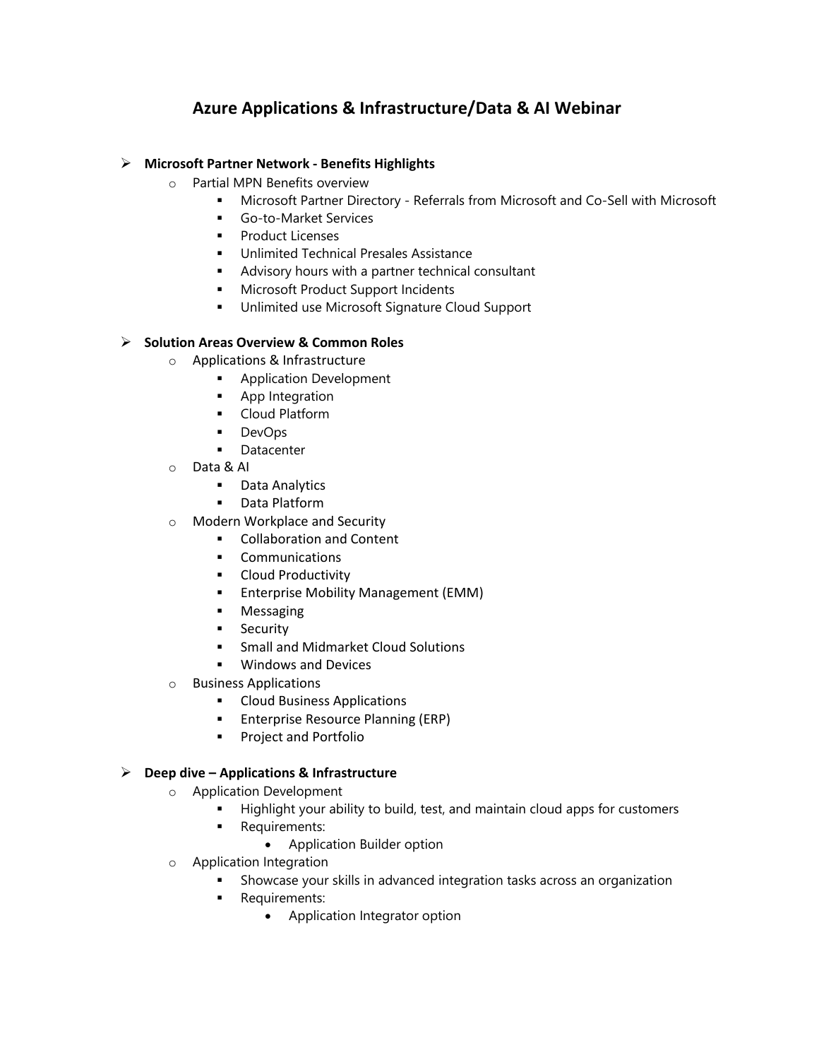# Azure Applications & Infrastructure/Data & AI Webinar

- **Microsoft Partner Network - Benefits Highlights**
  - Partial MPN Benefits overview
    - Microsoft Partner Directory - Referrals from Microsoft and Co-Sell with Microsoft
    - Go-to-Market Services
    - Product Licenses
    - Unlimited Technical Presales Assistance
    - Advisory hours with a partner technical consultant
    - Microsoft Product Support Incidents
    - Unlimited use Microsoft Signature Cloud Support

- **Solution Areas Overview & Common Roles**
  - Applications & Infrastructure
    - Application Development
    - App Integration
    - Cloud Platform
    - DevOps
    - Datacenter
  - Data & AI
    - Data Analytics
    - Data Platform
  - Modern Workplace and Security
    - Collaboration and Content
    - Communications
    - Cloud Productivity
    - Enterprise Mobility Management (EMM)
    - Messaging
    - Security
    - Small and Midmarket Cloud Solutions
    - Windows and Devices
  - Business Applications
    - Cloud Business Applications
    - Enterprise Resource Planning (ERP)
    - Project and Portfolio

- **Deep dive – Applications & Infrastructure**
  - Application Development
    - Highlight your ability to build, test, and maintain cloud apps for customers
    - Requirements:
      - Application Builder option
  - Application Integration
    - Showcase your skills in advanced integration tasks across an organization
    - Requirements:
      - Application Integrator option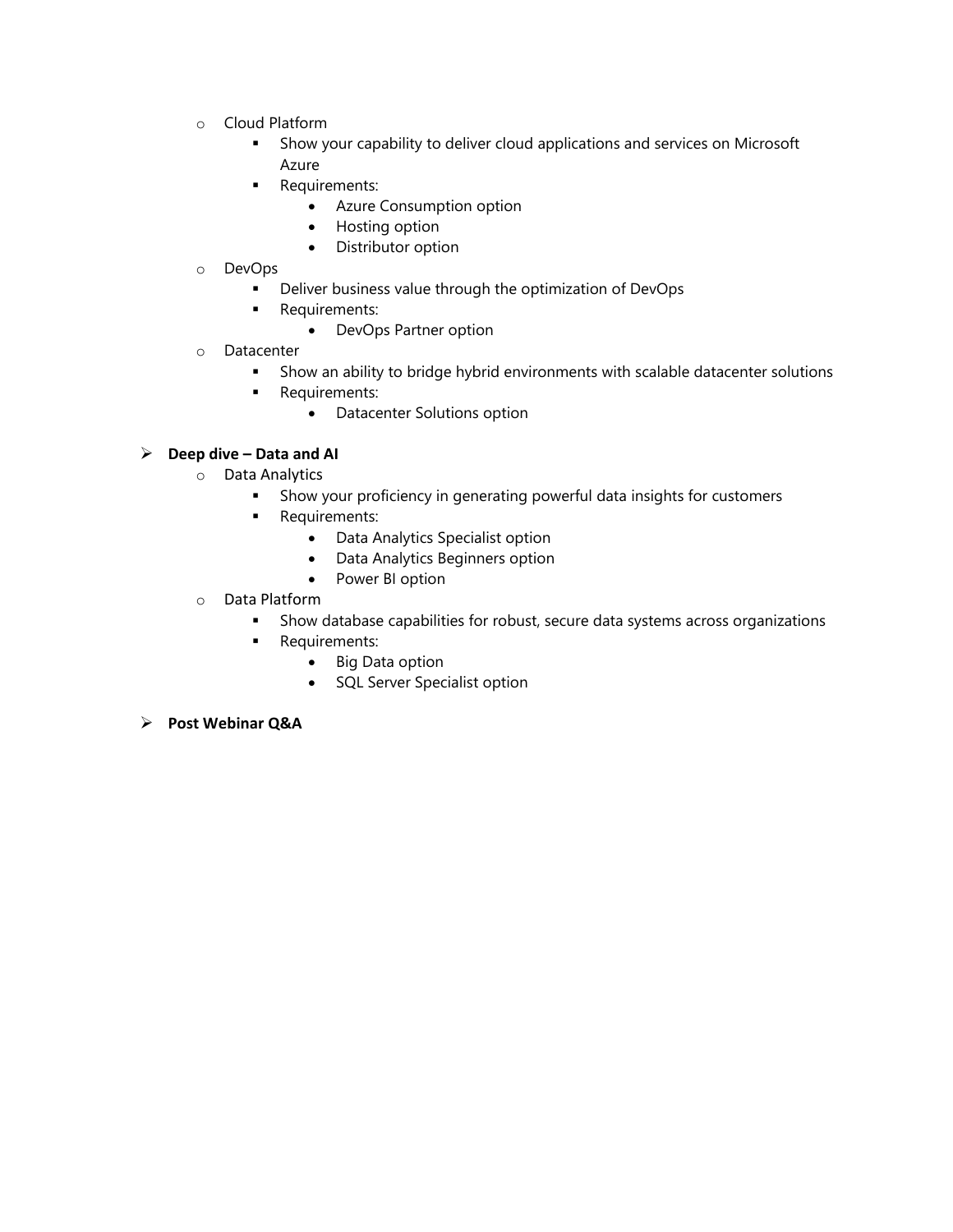- Cloud Platform
    - Show your capability to deliver cloud applications and services on Microsoft Azure
    - Requirements:
      - Azure Consumption option
      - Hosting option
      - Distributor option
  - DevOps
    - Deliver business value through the optimization of DevOps
    - Requirements:
      - DevOps Partner option
  - Datacenter
    - Show an ability to bridge hybrid environments with scalable datacenter solutions
    - Requirements:
      - Datacenter Solutions option

- **Deep dive – Data and AI**
  - Data Analytics
    - Show your proficiency in generating powerful data insights for customers
    - Requirements:
      - Data Analytics Specialist option
      - Data Analytics Beginners option
      - Power BI option
  - Data Platform
    - Show database capabilities for robust, secure data systems across organizations
    - Requirements:
      - Big Data option
      - SQL Server Specialist option

- **Post Webinar Q&A**